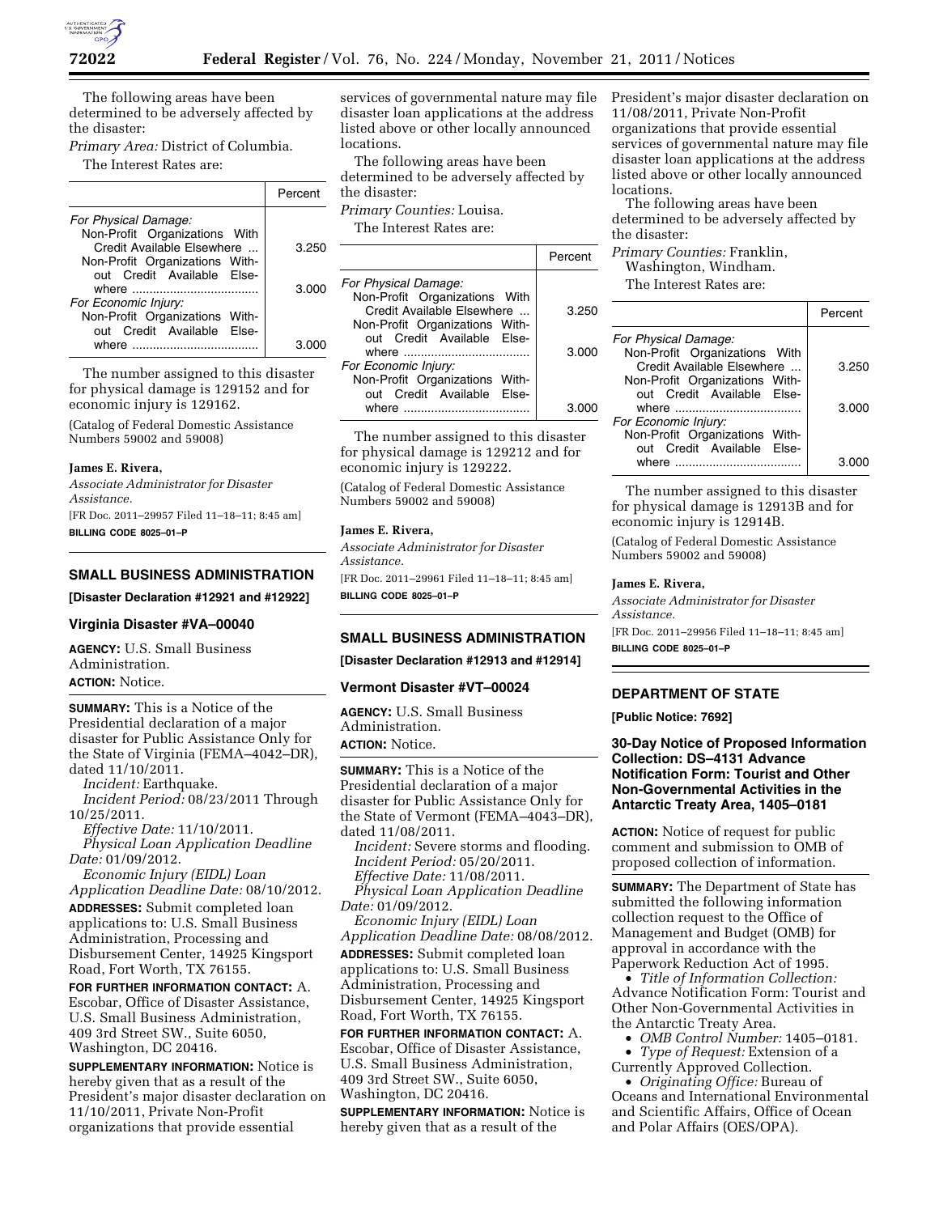The following areas have been determined to be adversely affected by the disaster:

*Primary Area:* District of Columbia.

The Interest Rates are:

| | Percent |
|---|---|
| *For Physical Damage:* | |
| Non-Profit Organizations With Credit Available Elsewhere ... | 3.250 |
| Non-Profit Organizations Without Credit Available Elsewhere ..................................... | 3.000 |
| *For Economic Injury:* | |
| Non-Profit Organizations Without Credit Available Elsewhere ..................................... | 3.000 |

The number assigned to this disaster for physical damage is 129152 and for economic injury is 129162.

(Catalog of Federal Domestic Assistance Numbers 59002 and 59008)

**James E. Rivera,**

*Associate Administrator for Disaster Assistance.*

[FR Doc. 2011–29957 Filed 11–18–11; 8:45 am]

**BILLING CODE 8025–01–P**

## SMALL BUSINESS ADMINISTRATION

**[Disaster Declaration #12921 and #12922]**

### Virginia Disaster #VA–00040

**AGENCY:** U.S. Small Business Administration.

**ACTION:** Notice.

**SUMMARY:** This is a Notice of the Presidential declaration of a major disaster for Public Assistance Only for the State of Virginia (FEMA–4042–DR), dated 11/10/2011.

*Incident:* Earthquake.

*Incident Period:* 08/23/2011 Through 10/25/2011.

*Effective Date:* 11/10/2011.

*Physical Loan Application Deadline Date:* 01/09/2012.

*Economic Injury (EIDL) Loan Application Deadline Date:* 08/10/2012.

**ADDRESSES:** Submit completed loan applications to: U.S. Small Business Administration, Processing and Disbursement Center, 14925 Kingsport Road, Fort Worth, TX 76155.

**FOR FURTHER INFORMATION CONTACT:** A. Escobar, Office of Disaster Assistance, U.S. Small Business Administration, 409 3rd Street SW., Suite 6050, Washington, DC 20416.

**SUPPLEMENTARY INFORMATION:** Notice is hereby given that as a result of the President's major disaster declaration on 11/10/2011, Private Non-Profit organizations that provide essential services of governmental nature may file disaster loan applications at the address listed above or other locally announced locations.

The following areas have been determined to be adversely affected by the disaster:

*Primary Counties:* Louisa.

The Interest Rates are:

| | Percent |
|---|---|
| *For Physical Damage:* | |
| Non-Profit Organizations With Credit Available Elsewhere ... | 3.250 |
| Non-Profit Organizations Without Credit Available Elsewhere ..................................... | 3.000 |
| *For Economic Injury:* | |
| Non-Profit Organizations Without Credit Available Elsewhere ..................................... | 3.000 |

The number assigned to this disaster for physical damage is 129212 and for economic injury is 129222.

(Catalog of Federal Domestic Assistance Numbers 59002 and 59008)

**James E. Rivera,**

*Associate Administrator for Disaster Assistance.*

[FR Doc. 2011–29961 Filed 11–18–11; 8:45 am]

**BILLING CODE 8025–01–P**

## SMALL BUSINESS ADMINISTRATION

**[Disaster Declaration #12913 and #12914]**

### Vermont Disaster #VT–00024

**AGENCY:** U.S. Small Business Administration.

**ACTION:** Notice.

**SUMMARY:** This is a Notice of the Presidential declaration of a major disaster for Public Assistance Only for the State of Vermont (FEMA–4043–DR), dated 11/08/2011.

*Incident:* Severe storms and flooding.

*Incident Period:* 05/20/2011.

*Effective Date:* 11/08/2011.

*Physical Loan Application Deadline Date:* 01/09/2012.

*Economic Injury (EIDL) Loan Application Deadline Date:* 08/08/2012.

**ADDRESSES:** Submit completed loan applications to: U.S. Small Business Administration, Processing and Disbursement Center, 14925 Kingsport Road, Fort Worth, TX 76155.

**FOR FURTHER INFORMATION CONTACT:** A. Escobar, Office of Disaster Assistance, U.S. Small Business Administration, 409 3rd Street SW., Suite 6050, Washington, DC 20416.

**SUPPLEMENTARY INFORMATION:** Notice is hereby given that as a result of the President's major disaster declaration on 11/08/2011, Private Non-Profit organizations that provide essential services of governmental nature may file disaster loan applications at the address listed above or other locally announced locations.

The following areas have been determined to be adversely affected by the disaster:

*Primary Counties:* Franklin, Washington, Windham.

The Interest Rates are:

| | Percent |
|---|---|
| *For Physical Damage:* | |
| Non-Profit Organizations With Credit Available Elsewhere ... | 3.250 |
| Non-Profit Organizations Without Credit Available Elsewhere ..................................... | 3.000 |
| *For Economic Injury:* | |
| Non-Profit Organizations Without Credit Available Elsewhere ..................................... | 3.000 |

The number assigned to this disaster for physical damage is 12913B and for economic injury is 12914B.

(Catalog of Federal Domestic Assistance Numbers 59002 and 59008)

**James E. Rivera,**

*Associate Administrator for Disaster Assistance.*

[FR Doc. 2011–29956 Filed 11–18–11; 8:45 am]

**BILLING CODE 8025–01–P**

## DEPARTMENT OF STATE

**[Public Notice: 7692]**

### 30-Day Notice of Proposed Information Collection: DS–4131 Advance Notification Form: Tourist and Other Non-Governmental Activities in the Antarctic Treaty Area, 1405–0181

**ACTION:** Notice of request for public comment and submission to OMB of proposed collection of information.

**SUMMARY:** The Department of State has submitted the following information collection request to the Office of Management and Budget (OMB) for approval in accordance with the Paperwork Reduction Act of 1995.

- *Title of Information Collection:* Advance Notification Form: Tourist and Other Non-Governmental Activities in the Antarctic Treaty Area.
- *OMB Control Number:* 1405–0181.
- *Type of Request:* Extension of a Currently Approved Collection.
- *Originating Office:* Bureau of Oceans and International Environmental and Scientific Affairs, Office of Ocean and Polar Affairs (OES/OPA).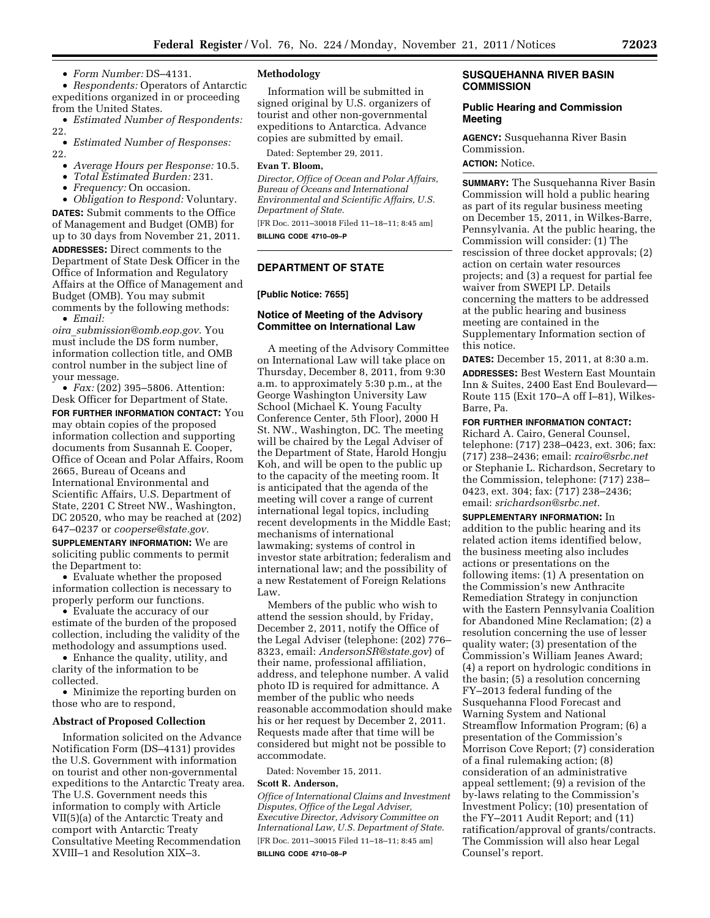- *Form Number:* DS–4131.
- *Respondents:* Operators of Antarctic expeditions organized in or proceeding from the United States.
- *Estimated Number of Respondents:* 22.
- *Estimated Number of Responses:* 22.
- *Average Hours per Response:* 10.5.
- *Total Estimated Burden:* 231.
- *Frequency:* On occasion.
- *Obligation to Respond:* Voluntary.

**DATES:** Submit comments to the Office of Management and Budget (OMB) for up to 30 days from November 21, 2011.

**ADDRESSES:** Direct comments to the Department of State Desk Officer in the Office of Information and Regulatory Affairs at the Office of Management and Budget (OMB). You may submit comments by the following methods:

- *Email: oira_submission@omb.eop.gov.* You must include the DS form number, information collection title, and OMB control number in the subject line of your message.
- *Fax:* (202) 395–5806. Attention: Desk Officer for Department of State.

**FOR FURTHER INFORMATION CONTACT:** You may obtain copies of the proposed information collection and supporting documents from Susannah E. Cooper, Office of Ocean and Polar Affairs, Room 2665, Bureau of Oceans and International Environmental and Scientific Affairs, U.S. Department of State, 2201 C Street NW., Washington, DC 20520, who may be reached at (202) 647–0237 or *cooperse@state.gov.*

**SUPPLEMENTARY INFORMATION:** We are soliciting public comments to permit the Department to:

- Evaluate whether the proposed information collection is necessary to properly perform our functions.
- Evaluate the accuracy of our estimate of the burden of the proposed collection, including the validity of the methodology and assumptions used.
- Enhance the quality, utility, and clarity of the information to be collected.
- Minimize the reporting burden on those who are to respond,

**Abstract of Proposed Collection**

Information solicited on the Advance Notification Form (DS–4131) provides the U.S. Government with information on tourist and other non-governmental expeditions to the Antarctic Treaty area. The U.S. Government needs this information to comply with Article VII(5)(a) of the Antarctic Treaty and comport with Antarctic Treaty Consultative Meeting Recommendation XVIII–1 and Resolution XIX–3.

**Methodology**

Information will be submitted in signed original by U.S. organizers of tourist and other non-governmental expeditions to Antarctica. Advance copies are submitted by email.

Dated: September 29, 2011.

**Evan T. Bloom,**

*Director, Office of Ocean and Polar Affairs, Bureau of Oceans and International Environmental and Scientific Affairs, U.S. Department of State.*

[FR Doc. 2011–30018 Filed 11–18–11; 8:45 am]

**BILLING CODE 4710–09–P**

## DEPARTMENT OF STATE

**[Public Notice: 7655]**

### Notice of Meeting of the Advisory Committee on International Law

A meeting of the Advisory Committee on International Law will take place on Thursday, December 8, 2011, from 9:30 a.m. to approximately 5:30 p.m., at the George Washington University Law School (Michael K. Young Faculty Conference Center, 5th Floor), 2000 H St. NW., Washington, DC. The meeting will be chaired by the Legal Adviser of the Department of State, Harold Hongju Koh, and will be open to the public up to the capacity of the meeting room. It is anticipated that the agenda of the meeting will cover a range of current international legal topics, including recent developments in the Middle East; mechanisms of international lawmaking; systems of control in investor state arbitration; federalism and international law; and the possibility of a new Restatement of Foreign Relations Law.

Members of the public who wish to attend the session should, by Friday, December 2, 2011, notify the Office of the Legal Adviser (telephone: (202) 776–8323, email: *AndersonSR@state.gov*) of their name, professional affiliation, address, and telephone number. A valid photo ID is required for admittance. A member of the public who needs reasonable accommodation should make his or her request by December 2, 2011. Requests made after that time will be considered but might not be possible to accommodate.

Dated: November 15, 2011.

**Scott R. Anderson,**

*Office of International Claims and Investment Disputes, Office of the Legal Adviser, Executive Director, Advisory Committee on International Law, U.S. Department of State.*

[FR Doc. 2011–30015 Filed 11–18–11; 8:45 am]

**BILLING CODE 4710–08–P**

## SUSQUEHANNA RIVER BASIN COMMISSION

### Public Hearing and Commission Meeting

**AGENCY:** Susquehanna River Basin Commission.

**ACTION:** Notice.

**SUMMARY:** The Susquehanna River Basin Commission will hold a public hearing as part of its regular business meeting on December 15, 2011, in Wilkes-Barre, Pennsylvania. At the public hearing, the Commission will consider: (1) The rescission of three docket approvals; (2) action on certain water resources projects; and (3) a request for partial fee waiver from SWEPI LP. Details concerning the matters to be addressed at the public hearing and business meeting are contained in the Supplementary Information section of this notice.

**DATES:** December 15, 2011, at 8:30 a.m.

**ADDRESSES:** Best Western East Mountain Inn & Suites, 2400 East End Boulevard—Route 115 (Exit 170–A off I–81), Wilkes-Barre, Pa.

**FOR FURTHER INFORMATION CONTACT:** Richard A. Cairo, General Counsel, telephone: (717) 238–0423, ext. 306; fax: (717) 238–2436; email: *rcairo@srbc.net* or Stephanie L. Richardson, Secretary to the Commission, telephone: (717) 238–0423, ext. 304; fax: (717) 238–2436; email: *srichardson@srbc.net.*

**SUPPLEMENTARY INFORMATION:** In addition to the public hearing and its related action items identified below, the business meeting also includes actions or presentations on the following items: (1) A presentation on the Commission's new Anthracite Remediation Strategy in conjunction with the Eastern Pennsylvania Coalition for Abandoned Mine Reclamation; (2) a resolution concerning the use of lesser quality water; (3) presentation of the Commission's William Jeanes Award; (4) a report on hydrologic conditions in the basin; (5) a resolution concerning FY–2013 federal funding of the Susquehanna Flood Forecast and Warning System and National Streamflow Information Program; (6) a presentation of the Commission's Morrison Cove Report; (7) consideration of a final rulemaking action; (8) consideration of an administrative appeal settlement; (9) a revision of the by-laws relating to the Commission's Investment Policy; (10) presentation of the FY–2011 Audit Report; and (11) ratification/approval of grants/contracts. The Commission will also hear Legal Counsel's report.